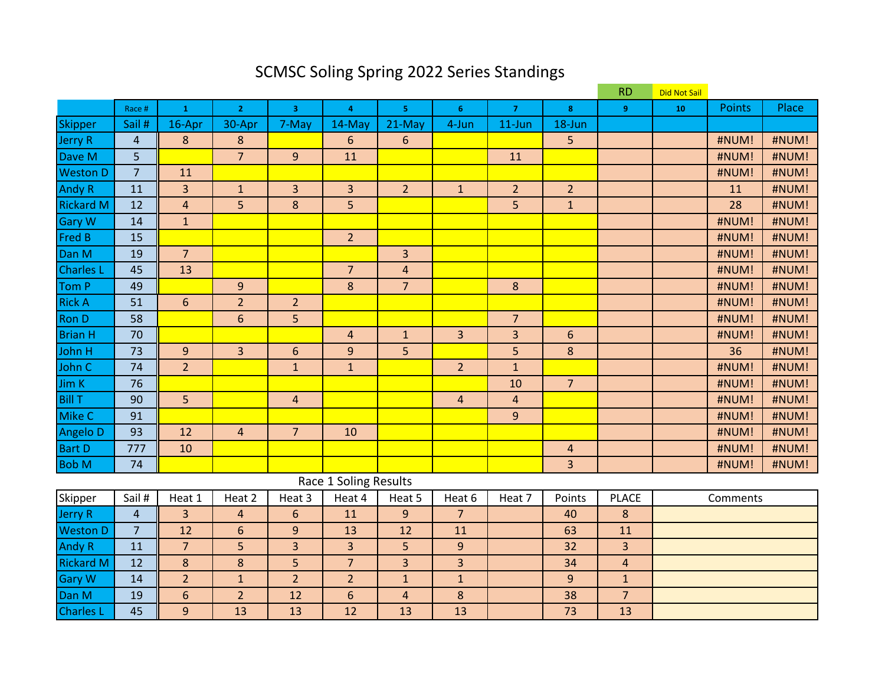# SCMSC Soling Spring 2022 Series Standings

| | Race # | 1 | 2 | 3 | 4 | 5 | 6 | 7 | 8 | 9 (RD) | 10 (Did Not Sail) | Points | Place |
|---|---|---|---|---|---|---|---|---|---|---|---|---|---|
| Skipper | Sail # | 16-Apr | 30-Apr | 7-May | 14-May | 21-May | 4-Jun | 11-Jun | 18-Jun | | | | |
| Jerry R | 4 | 8 | 8 | | 6 | 6 | | | 5 | | | #NUM! | #NUM! |
| Dave M | 5 | | 7 | 9 | 11 | | | 11 | | | | #NUM! | #NUM! |
| Weston D | 7 | 11 | | | | | | | | | | #NUM! | #NUM! |
| Andy R | 11 | 3 | 1 | 3 | 3 | 2 | 1 | 2 | 2 | | | 11 | #NUM! |
| Rickard M | 12 | 4 | 5 | 8 | 5 | | | 5 | 1 | | | 28 | #NUM! |
| Gary W | 14 | 1 | | | | | | | | | | #NUM! | #NUM! |
| Fred B | 15 | | | | 2 | | | | | | | #NUM! | #NUM! |
| Dan M | 19 | 7 | | | | 3 | | | | | | #NUM! | #NUM! |
| Charles L | 45 | 13 | | | 7 | 4 | | | | | | #NUM! | #NUM! |
| Tom P | 49 | | 9 | | 8 | 7 | | 8 | | | | #NUM! | #NUM! |
| Rick A | 51 | 6 | 2 | 2 | | | | | | | | #NUM! | #NUM! |
| Ron D | 58 | | 6 | 5 | | | | 7 | | | | #NUM! | #NUM! |
| Brian H | 70 | | | | 4 | 1 | 3 | 3 | 6 | | | #NUM! | #NUM! |
| John H | 73 | 9 | 3 | 6 | 9 | 5 | | 5 | 8 | | | 36 | #NUM! |
| John C | 74 | 2 | | 1 | 1 | | 2 | 1 | | | | #NUM! | #NUM! |
| Jim K | 76 | | | | | | | 10 | 7 | | | #NUM! | #NUM! |
| Bill T | 90 | 5 | | 4 | | | 4 | 4 | | | | #NUM! | #NUM! |
| Mike C | 91 | | | | | | | 9 | | | | #NUM! | #NUM! |
| Angelo D | 93 | 12 | 4 | 7 | 10 | | | | | | | #NUM! | #NUM! |
| Bart D | 777 | 10 | | | | | | | 4 | | | #NUM! | #NUM! |
| Bob M | 74 | | | | | | | | 3 | | | #NUM! | #NUM! |

## Race 1 Soling Results

| Skipper | Sail # | Heat 1 | Heat 2 | Heat 3 | Heat 4 | Heat 5 | Heat 6 | Heat 7 | Points | PLACE | Comments |
|---|---|---|---|---|---|---|---|---|---|---|---|
| Jerry R | 4 | 3 | 4 | 6 | 11 | 9 | 7 | | 40 | 8 | |
| Weston D | 7 | 12 | 6 | 9 | 13 | 12 | 11 | | 63 | 11 | |
| Andy R | 11 | 7 | 5 | 3 | 3 | 5 | 9 | | 32 | 3 | |
| Rickard M | 12 | 8 | 8 | 5 | 7 | 3 | 3 | | 34 | 4 | |
| Gary W | 14 | 2 | 1 | 2 | 2 | 1 | 1 | | 9 | 1 | |
| Dan M | 19 | 6 | 2 | 12 | 6 | 4 | 8 | | 38 | 7 | |
| Charles L | 45 | 9 | 13 | 13 | 12 | 13 | 13 | | 73 | 13 | |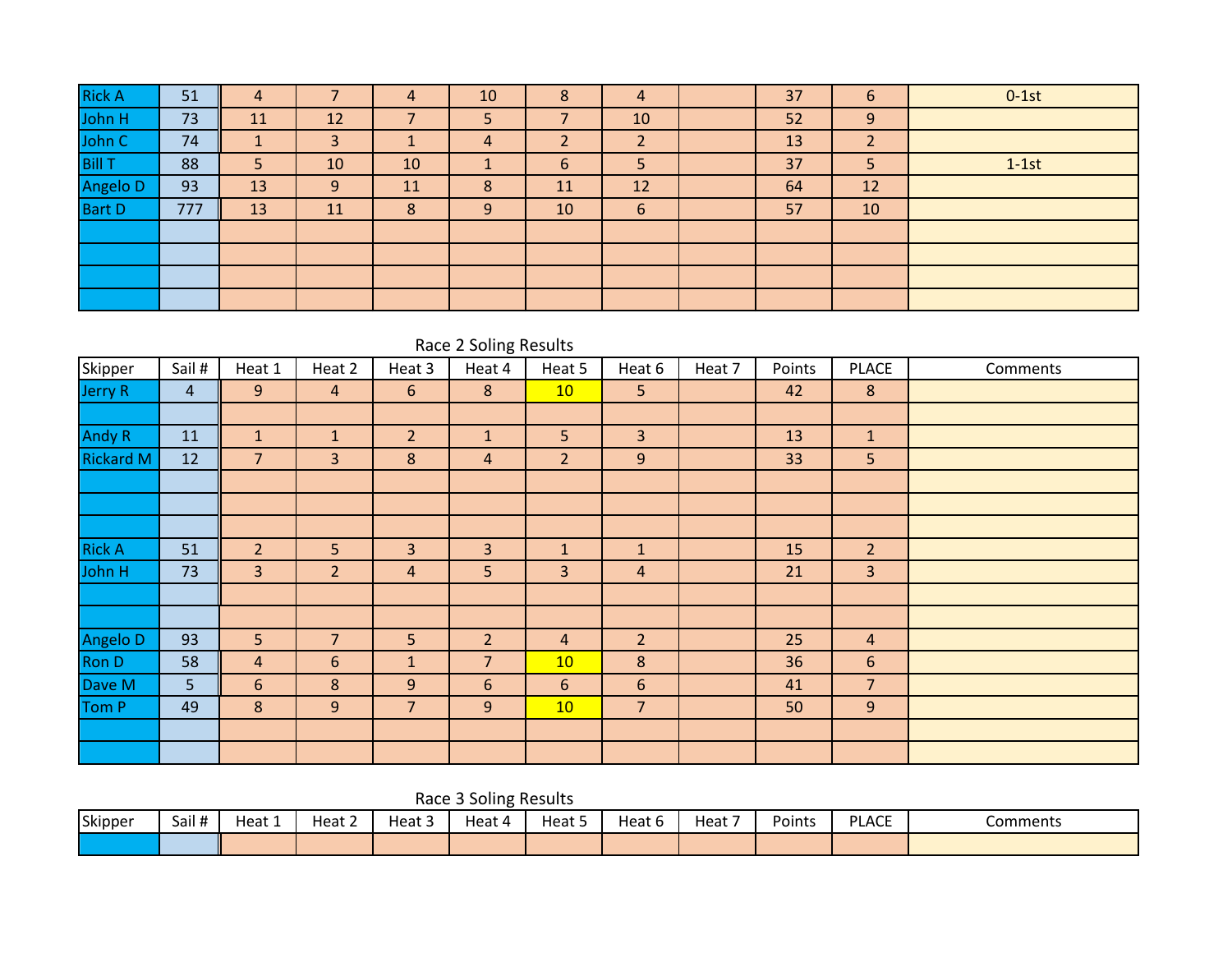| | | | | | | | | | | | |
|---|---|---|---|---|---|---|---|---|---|---|---|
| Rick A | 51 | 4 | 7 | 4 | 10 | 8 | 4 | | 37 | 6 | 0-1st |
| John H | 73 | 11 | 12 | 7 | 5 | 7 | 10 | | 52 | 9 | |
| John C | 74 | 1 | 3 | 1 | 4 | 2 | 2 | | 13 | 2 | |
| Bill T | 88 | 5 | 10 | 10 | 1 | 6 | 5 | | 37 | 5 | 1-1st |
| Angelo D | 93 | 13 | 9 | 11 | 8 | 11 | 12 | | 64 | 12 | |
| Bart D | 777 | 13 | 11 | 8 | 9 | 10 | 6 | | 57 | 10 | |
| | | | | | | | | | | | |
| | | | | | | | | | | | |
| | | | | | | | | | | | |
| | | | | | | | | | | | |

Race 2 Soling Results

| Skipper | Sail # | Heat 1 | Heat 2 | Heat 3 | Heat 4 | Heat 5 | Heat 6 | Heat 7 | Points | PLACE | Comments |
|---|---|---|---|---|---|---|---|---|---|---|---|
| Jerry R | 4 | 9 | 4 | 6 | 8 | 10 | 5 | | 42 | 8 | |
| | | | | | | | | | | | |
| Andy R | 11 | 1 | 1 | 2 | 1 | 5 | 3 | | 13 | 1 | |
| Rickard M | 12 | 7 | 3 | 8 | 4 | 2 | 9 | | 33 | 5 | |
| | | | | | | | | | | | |
| | | | | | | | | | | | |
| | | | | | | | | | | | |
| Rick A | 51 | 2 | 5 | 3 | 3 | 1 | 1 | | 15 | 2 | |
| John H | 73 | 3 | 2 | 4 | 5 | 3 | 4 | | 21 | 3 | |
| | | | | | | | | | | | |
| | | | | | | | | | | | |
| Angelo D | 93 | 5 | 7 | 5 | 2 | 4 | 2 | | 25 | 4 | |
| Ron D | 58 | 4 | 6 | 1 | 7 | 10 | 8 | | 36 | 6 | |
| Dave M | 5 | 6 | 8 | 9 | 6 | 6 | 6 | | 41 | 7 | |
| Tom P | 49 | 8 | 9 | 7 | 9 | 10 | 7 | | 50 | 9 | |
| | | | | | | | | | | | |
| | | | | | | | | | | | |

Race 3 Soling Results

| Skipper | Sail # | Heat 1 | Heat 2 | Heat 3 | Heat 4 | Heat 5 | Heat 6 | Heat 7 | Points | PLACE | Comments |
|---|---|---|---|---|---|---|---|---|---|---|---|
| | | | | | | | | | | | |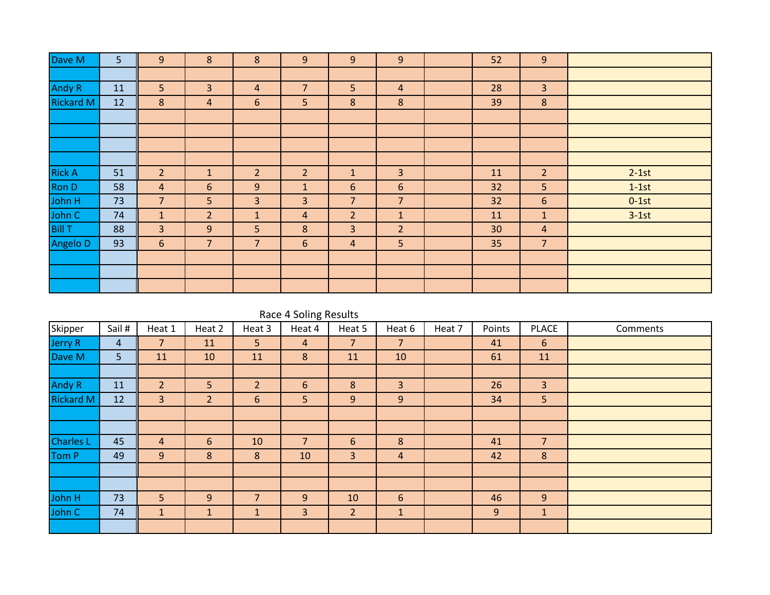| Dave M | 5 | 9 | 8 | 8 | 9 | 9 | 9 | | 52 | 9 | |
|---|---|---|---|---|---|---|---|---|---|---|---|
| | | | | | | | | | | | |
| Andy R | 11 | 5 | 3 | 4 | 7 | 5 | 4 | | 28 | 3 | |
| Rickard M | 12 | 8 | 4 | 6 | 5 | 8 | 8 | | 39 | 8 | |
| | | | | | | | | | | | |
| | | | | | | | | | | | |
| | | | | | | | | | | | |
| | | | | | | | | | | | |
| Rick A | 51 | 2 | 1 | 2 | 2 | 1 | 3 | | 11 | 2 | 2-1st |
| Ron D | 58 | 4 | 6 | 9 | 1 | 6 | 6 | | 32 | 5 | 1-1st |
| John H | 73 | 7 | 5 | 3 | 3 | 7 | 7 | | 32 | 6 | 0-1st |
| John C | 74 | 1 | 2 | 1 | 4 | 2 | 1 | | 11 | 1 | 3-1st |
| Bill T | 88 | 3 | 9 | 5 | 8 | 3 | 2 | | 30 | 4 | |
| Angelo D | 93 | 6 | 7 | 7 | 6 | 4 | 5 | | 35 | 7 | |
| | | | | | | | | | | | |
| | | | | | | | | | | | |
| | | | | | | | | | | | |

Race 4 Soling Results

| Skipper | Sail # | Heat 1 | Heat 2 | Heat 3 | Heat 4 | Heat 5 | Heat 6 | Heat 7 | Points | PLACE | Comments |
|---|---|---|---|---|---|---|---|---|---|---|---|
| Jerry R | 4 | 7 | 11 | 5 | 4 | 7 | 7 | | 41 | 6 | |
| Dave M | 5 | 11 | 10 | 11 | 8 | 11 | 10 | | 61 | 11 | |
| | | | | | | | | | | | |
| Andy R | 11 | 2 | 5 | 2 | 6 | 8 | 3 | | 26 | 3 | |
| Rickard M | 12 | 3 | 2 | 6 | 5 | 9 | 9 | | 34 | 5 | |
| | | | | | | | | | | | |
| | | | | | | | | | | | |
| Charles L | 45 | 4 | 6 | 10 | 7 | 6 | 8 | | 41 | 7 | |
| Tom P | 49 | 9 | 8 | 8 | 10 | 3 | 4 | | 42 | 8 | |
| | | | | | | | | | | | |
| | | | | | | | | | | | |
| John H | 73 | 5 | 9 | 7 | 9 | 10 | 6 | | 46 | 9 | |
| John C | 74 | 1 | 1 | 1 | 3 | 2 | 1 | | 9 | 1 | |
| | | | | | | | | | | | |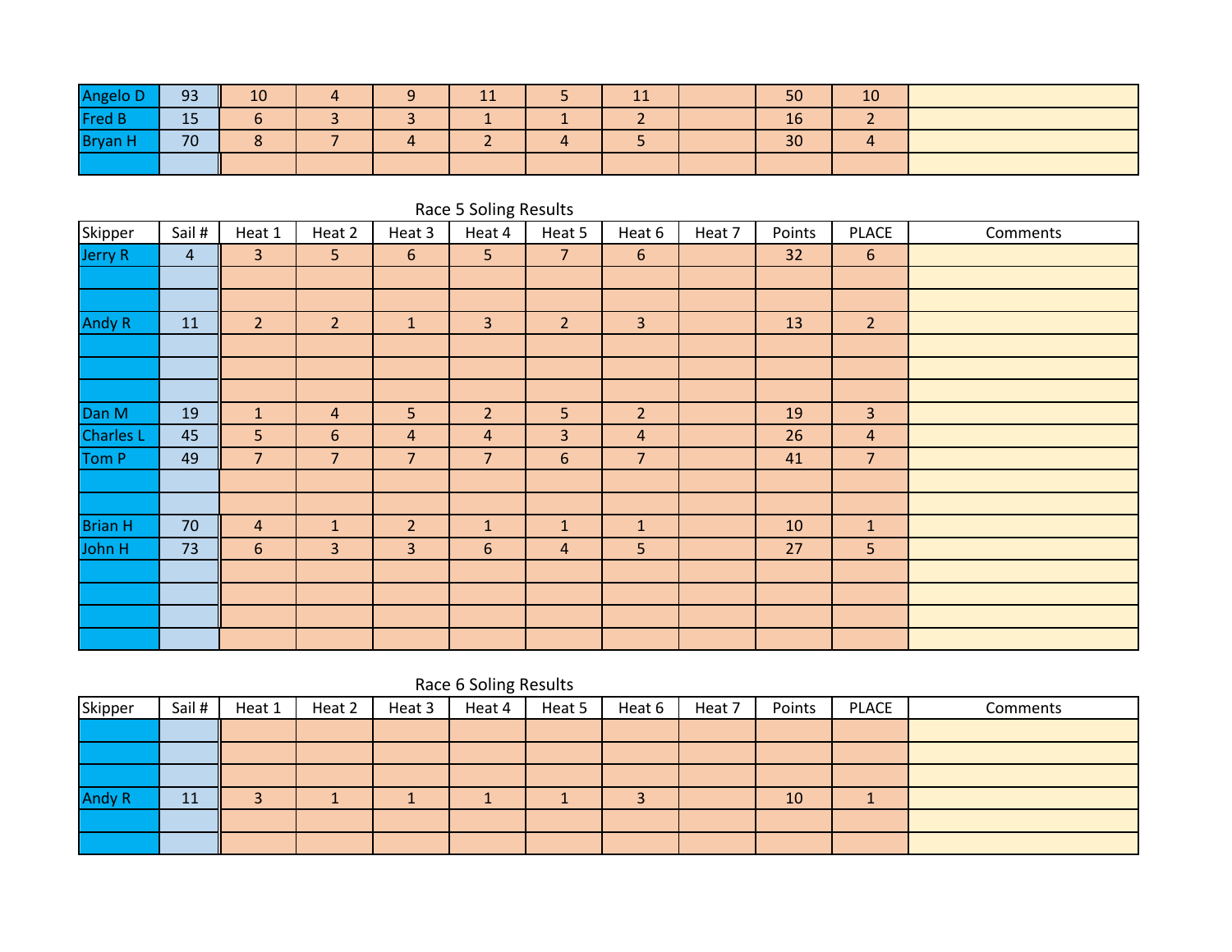| Skipper | Sail # | Heat 1 | Heat 2 | Heat 3 | Heat 4 | Heat 5 | Heat 6 | Heat 7 | Points | PLACE | Comments |
|---|---|---|---|---|---|---|---|---|---|---|---|
| Angelo D | 93 | 10 | 4 | 9 | 11 | 5 | 11 | | 50 | 10 | |
| Fred B | 15 | 6 | 3 | 3 | 1 | 1 | 2 | | 16 | 2 | |
| Bryan H | 70 | 8 | 7 | 4 | 2 | 4 | 5 | | 30 | 4 | |
| | | | | | | | | | | | |

Race 5 Soling Results

| Skipper | Sail # | Heat 1 | Heat 2 | Heat 3 | Heat 4 | Heat 5 | Heat 6 | Heat 7 | Points | PLACE | Comments |
|---|---|---|---|---|---|---|---|---|---|---|---|
| Jerry R | 4 | 3 | 5 | 6 | 5 | 7 | 6 | | 32 | 6 | |
| | | | | | | | | | | | |
| | | | | | | | | | | | |
| Andy R | 11 | 2 | 2 | 1 | 3 | 2 | 3 | | 13 | 2 | |
| | | | | | | | | | | | |
| | | | | | | | | | | | |
| | | | | | | | | | | | |
| Dan M | 19 | 1 | 4 | 5 | 2 | 5 | 2 | | 19 | 3 | |
| Charles L | 45 | 5 | 6 | 4 | 4 | 3 | 4 | | 26 | 4 | |
| Tom P | 49 | 7 | 7 | 7 | 7 | 6 | 7 | | 41 | 7 | |
| | | | | | | | | | | | |
| | | | | | | | | | | | |
| Brian H | 70 | 4 | 1 | 2 | 1 | 1 | 1 | | 10 | 1 | |
| John H | 73 | 6 | 3 | 3 | 6 | 4 | 5 | | 27 | 5 | |
| | | | | | | | | | | | |
| | | | | | | | | | | | |
| | | | | | | | | | | | |
| | | | | | | | | | | | |

Race 6 Soling Results

| Skipper | Sail # | Heat 1 | Heat 2 | Heat 3 | Heat 4 | Heat 5 | Heat 6 | Heat 7 | Points | PLACE | Comments |
|---|---|---|---|---|---|---|---|---|---|---|---|
| | | | | | | | | | | | |
| | | | | | | | | | | | |
| | | | | | | | | | | | |
| Andy R | 11 | 3 | 1 | 1 | 1 | 1 | 3 | | 10 | 1 | |
| | | | | | | | | | | | |
| | | | | | | | | | | | |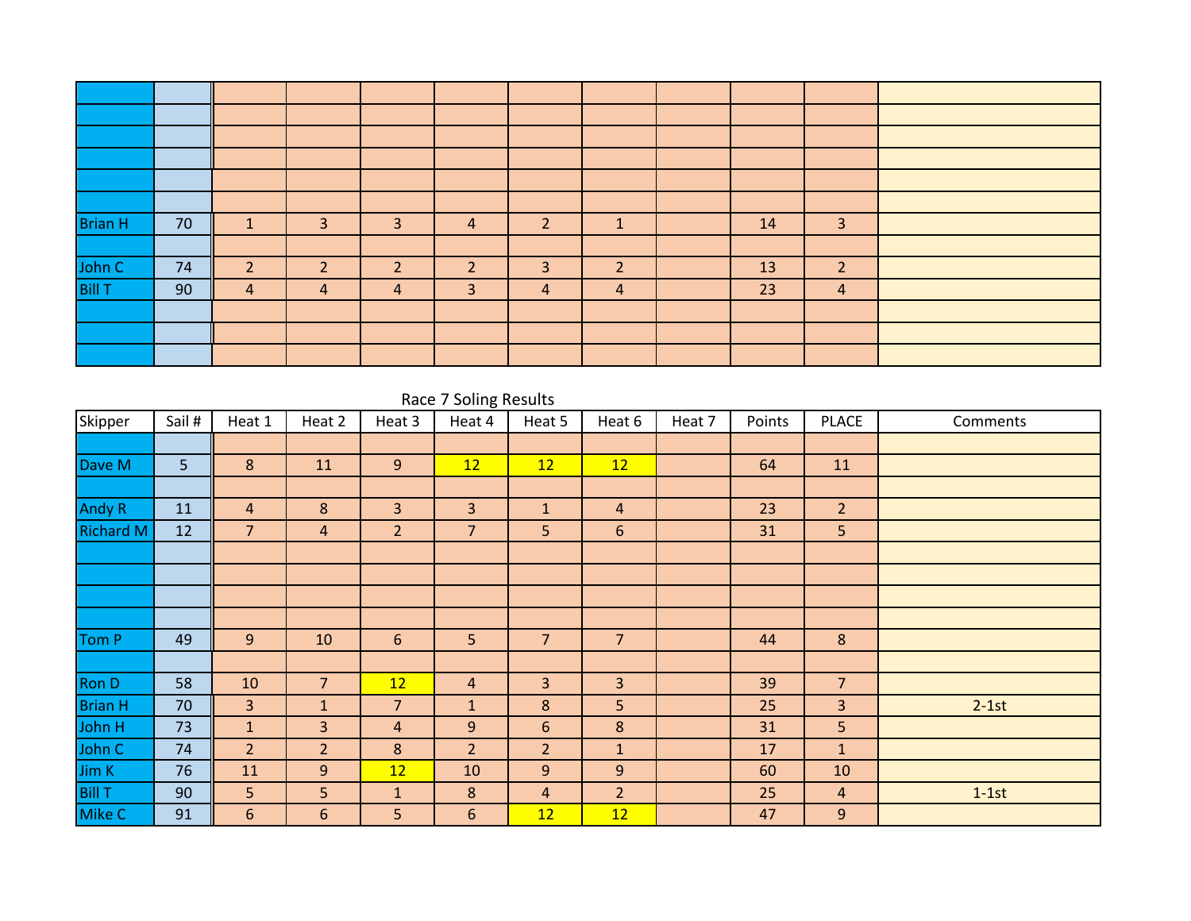| | | | | | | | | | | | |
|---|---|---|---|---|---|---|---|---|---|---|---|
| | | | | | | | | | | | |
| | | | | | | | | | | | |
| | | | | | | | | | | | |
| | | | | | | | | | | | |
| | | | | | | | | | | | |
| | | | | | | | | | | | |
| Brian H | 70 | 1 | 3 | 3 | 4 | 2 | 1 | | 14 | 3 | |
| | | | | | | | | | | | |
| John C | 74 | 2 | 2 | 2 | 2 | 3 | 2 | | 13 | 2 | |
| Bill T | 90 | 4 | 4 | 4 | 3 | 4 | 4 | | 23 | 4 | |
| | | | | | | | | | | | |
| | | | | | | | | | | | |
| | | | | | | | | | | | |

Race 7 Soling Results

| Skipper | Sail # | Heat 1 | Heat 2 | Heat 3 | Heat 4 | Heat 5 | Heat 6 | Heat 7 | Points | PLACE | Comments |
|---|---|---|---|---|---|---|---|---|---|---|---|
| | | | | | | | | | | | |
| Dave M | 5 | 8 | 11 | 9 | 12 | 12 | 12 | | 64 | 11 | |
| | | | | | | | | | | | |
| Andy R | 11 | 4 | 8 | 3 | 3 | 1 | 4 | | 23 | 2 | |
| Richard M | 12 | 7 | 4 | 2 | 7 | 5 | 6 | | 31 | 5 | |
| | | | | | | | | | | | |
| | | | | | | | | | | | |
| | | | | | | | | | | | |
| | | | | | | | | | | | |
| Tom P | 49 | 9 | 10 | 6 | 5 | 7 | 7 | | 44 | 8 | |
| | | | | | | | | | | | |
| Ron D | 58 | 10 | 7 | 12 | 4 | 3 | 3 | | 39 | 7 | |
| Brian H | 70 | 3 | 1 | 7 | 1 | 8 | 5 | | 25 | 3 | 2-1st |
| John H | 73 | 1 | 3 | 4 | 9 | 6 | 8 | | 31 | 5 | |
| John C | 74 | 2 | 2 | 8 | 2 | 2 | 1 | | 17 | 1 | |
| Jim K | 76 | 11 | 9 | 12 | 10 | 9 | 9 | | 60 | 10 | |
| Bill T | 90 | 5 | 5 | 1 | 8 | 4 | 2 | | 25 | 4 | 1-1st |
| Mike C | 91 | 6 | 6 | 5 | 6 | 12 | 12 | | 47 | 9 | |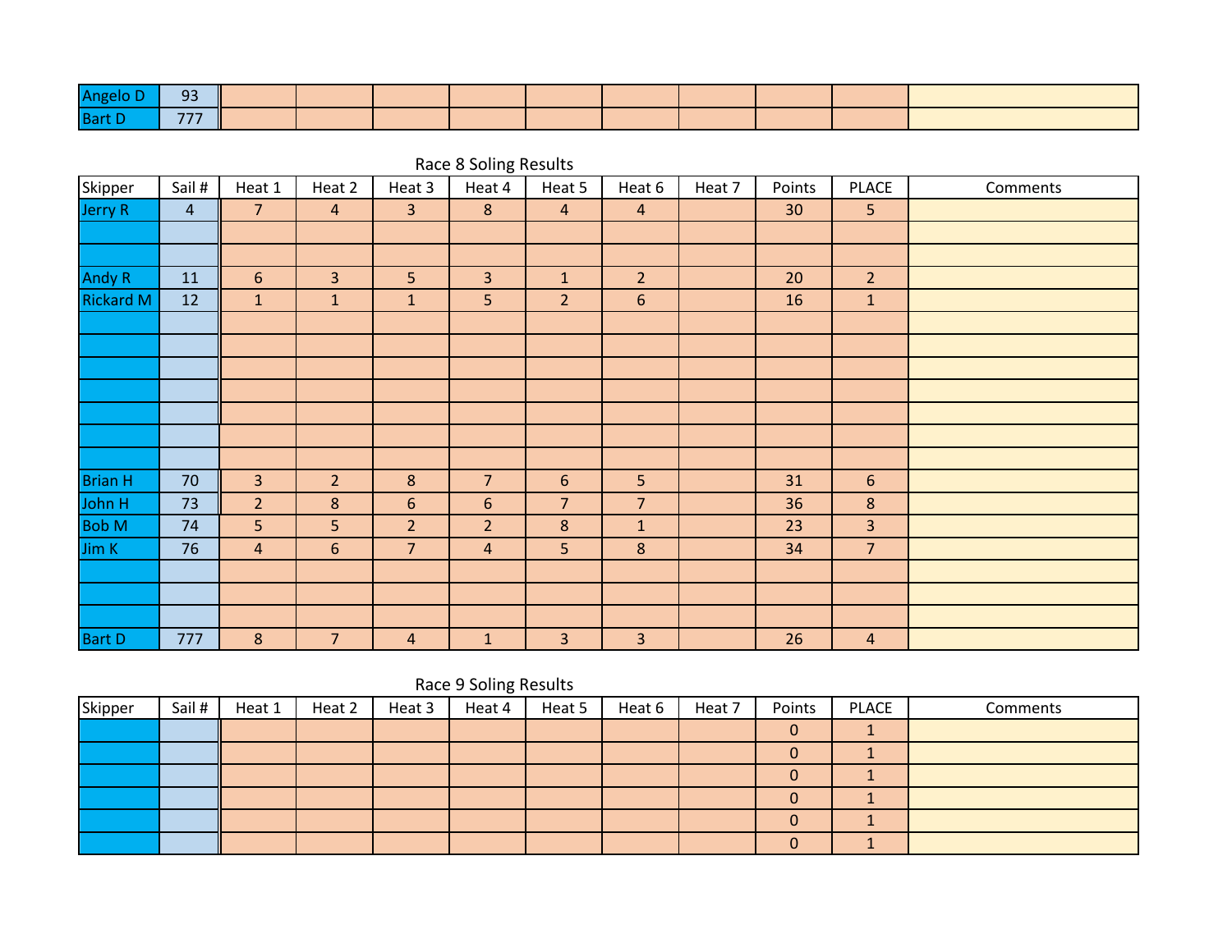| Angelo D | 93 | | | | | | | | | | |
|---|---|---|---|---|---|---|---|---|---|---|---|
| Bart D | 777 | | | | | | | | | | |

## Race 8 Soling Results

| Skipper | Sail # | Heat 1 | Heat 2 | Heat 3 | Heat 4 | Heat 5 | Heat 6 | Heat 7 | Points | PLACE | Comments |
|---|---|---|---|---|---|---|---|---|---|---|---|
| Jerry R | 4 | 7 | 4 | 3 | 8 | 4 | 4 | | 30 | 5 | |
| | | | | | | | | | | | |
| | | | | | | | | | | | |
| Andy R | 11 | 6 | 3 | 5 | 3 | 1 | 2 | | 20 | 2 | |
| Rickard M | 12 | 1 | 1 | 1 | 5 | 2 | 6 | | 16 | 1 | |
| | | | | | | | | | | | |
| | | | | | | | | | | | |
| | | | | | | | | | | | |
| | | | | | | | | | | | |
| | | | | | | | | | | | |
| | | | | | | | | | | | |
| | | | | | | | | | | | |
| Brian H | 70 | 3 | 2 | 8 | 7 | 6 | 5 | | 31 | 6 | |
| John H | 73 | 2 | 8 | 6 | 6 | 7 | 7 | | 36 | 8 | |
| Bob M | 74 | 5 | 5 | 2 | 2 | 8 | 1 | | 23 | 3 | |
| Jim K | 76 | 4 | 6 | 7 | 4 | 5 | 8 | | 34 | 7 | |
| | | | | | | | | | | | |
| | | | | | | | | | | | |
| | | | | | | | | | | | |
| Bart D | 777 | 8 | 7 | 4 | 1 | 3 | 3 | | 26 | 4 | |

## Race 9 Soling Results

| Skipper | Sail # | Heat 1 | Heat 2 | Heat 3 | Heat 4 | Heat 5 | Heat 6 | Heat 7 | Points | PLACE | Comments |
|---|---|---|---|---|---|---|---|---|---|---|---|
| | | | | | | | | | 0 | 1 | |
| | | | | | | | | | 0 | 1 | |
| | | | | | | | | | 0 | 1 | |
| | | | | | | | | | 0 | 1 | |
| | | | | | | | | | 0 | 1 | |
| | | | | | | | | | 0 | 1 | |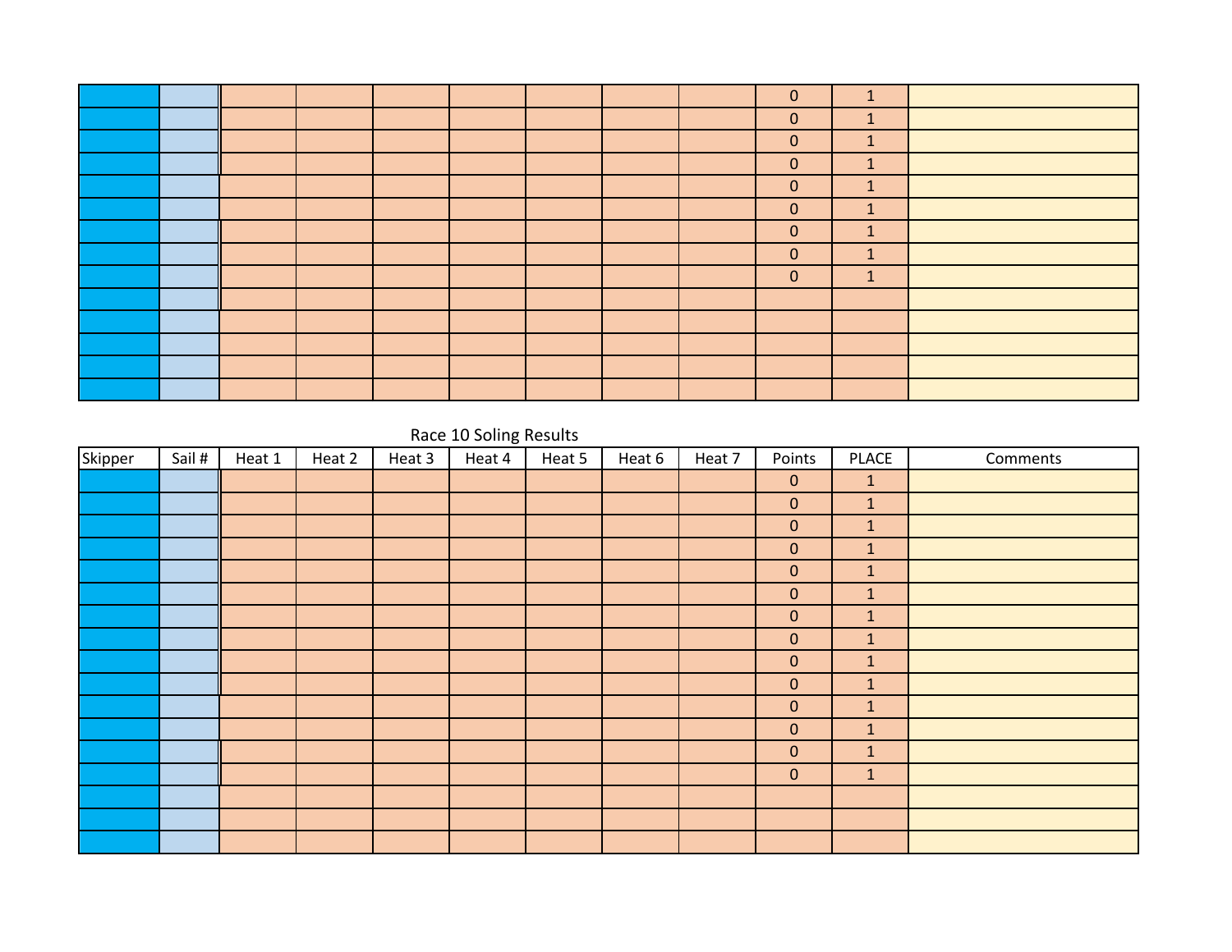| | | | | | | | | | | | |
|---|---|---|---|---|---|---|---|---|---|---|---|
| | | | | | | | | | 0 | 1 | |
| | | | | | | | | | 0 | 1 | |
| | | | | | | | | | 0 | 1 | |
| | | | | | | | | | 0 | 1 | |
| | | | | | | | | | 0 | 1 | |
| | | | | | | | | | 0 | 1 | |
| | | | | | | | | | 0 | 1 | |
| | | | | | | | | | 0 | 1 | |
| | | | | | | | | | 0 | 1 | |
| | | | | | | | | | | | |
| | | | | | | | | | | | |
| | | | | | | | | | | | |
| | | | | | | | | | | | |
| | | | | | | | | | | | |

Race 10 Soling Results

| Skipper | Sail # | Heat 1 | Heat 2 | Heat 3 | Heat 4 | Heat 5 | Heat 6 | Heat 7 | Points | PLACE | Comments |
|---|---|---|---|---|---|---|---|---|---|---|---|
| | | | | | | | | | 0 | 1 | |
| | | | | | | | | | 0 | 1 | |
| | | | | | | | | | 0 | 1 | |
| | | | | | | | | | 0 | 1 | |
| | | | | | | | | | 0 | 1 | |
| | | | | | | | | | 0 | 1 | |
| | | | | | | | | | 0 | 1 | |
| | | | | | | | | | 0 | 1 | |
| | | | | | | | | | 0 | 1 | |
| | | | | | | | | | 0 | 1 | |
| | | | | | | | | | 0 | 1 | |
| | | | | | | | | | 0 | 1 | |
| | | | | | | | | | 0 | 1 | |
| | | | | | | | | | 0 | 1 | |
| | | | | | | | | | | | |
| | | | | | | | | | | | |
| | | | | | | | | | | | |